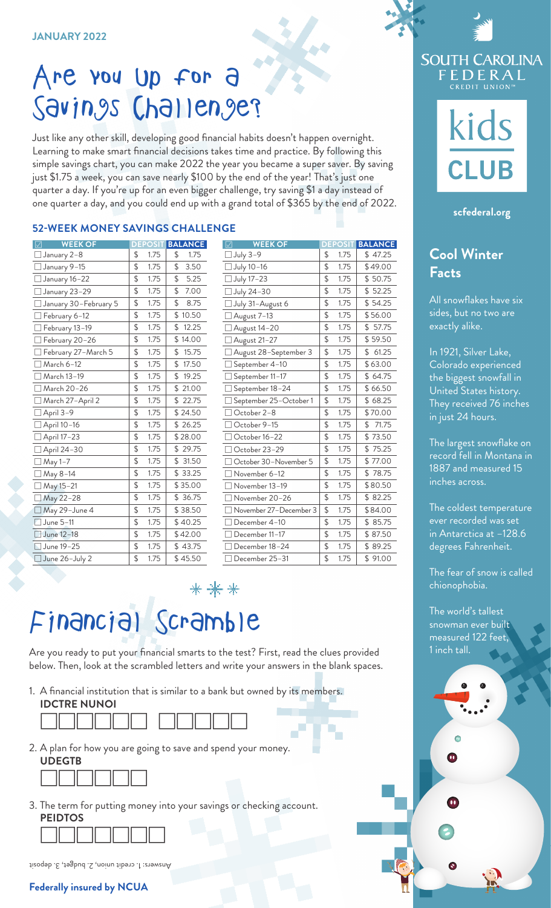JANUARY 2022

# Are you Up for a Savings Challenge?

Just like any other skill, developing good financial habits doesn't happen overnight. Learning to make smart financial decisions takes time and practice. By following this simple savings chart, you can make 2022 the year you became a super saver. By saving just $1.75 a week, you can save nearly $100 by the end of the year! That's just one quarter a day. If you're up for an even bigger challenge, try saving $1 a day instead of one quarter a day, and you could end up with a grand total of $365 by the end of 2022.

### 52-WEEK MONEY SAVINGS CHALLENGE

| ☑ | WEEK OF | DEPOSIT | BALANCE |
|---|---|---|---|
| ☐ | January 2–8 | $ 1.75 | $ 1.75 |
| ☐ | January 9–15 | $ 1.75 | $ 3.50 |
| ☐ | January 16–22 | $ 1.75 | $ 5.25 |
| ☐ | January 23–29 | $ 1.75 | $ 7.00 |
| ☐ | January 30–February 5 | $ 1.75 | $ 8.75 |
| ☐ | February 6–12 | $ 1.75 | $ 10.50 |
| ☐ | February 13–19 | $ 1.75 | $ 12.25 |
| ☐ | February 20–26 | $ 1.75 | $ 14.00 |
| ☐ | February 27–March 5 | $ 1.75 | $ 15.75 |
| ☐ | March 6–12 | $ 1.75 | $ 17.50 |
| ☐ | March 13–19 | $ 1.75 | $ 19.25 |
| ☐ | March 20–26 | $ 1.75 | $ 21.00 |
| ☐ | March 27–April 2 | $ 1.75 | $ 22.75 |
| ☐ | April 3–9 | $ 1.75 | $ 24.50 |
| ☐ | April 10–16 | $ 1.75 | $ 26.25 |
| ☐ | April 17–23 | $ 1.75 | $ 28.00 |
| ☐ | April 24–30 | $ 1.75 | $ 29.75 |
| ☐ | May 1–7 | $ 1.75 | $ 31.50 |
| ☐ | May 8–14 | $ 1.75 | $ 33.25 |
| ☐ | May 15–21 | $ 1.75 | $ 35.00 |
| ☐ | May 22–28 | $ 1.75 | $ 36.75 |
| ☐ | May 29–June 4 | $ 1.75 | $ 38.50 |
| ☐ | June 5–11 | $ 1.75 | $ 40.25 |
| ☐ | June 12–18 | $ 1.75 | $ 42.00 |
| ☐ | June 19–25 | $ 1.75 | $ 43.75 |
| ☐ | June 26–July 2 | $ 1.75 | $ 45.50 |
| ☐ | July 3–9 | $ 1.75 | $ 47.25 |
| ☐ | July 10–16 | $ 1.75 | $ 49.00 |
| ☐ | July 17–23 | $ 1.75 | $ 50.75 |
| ☐ | July 24–30 | $ 1.75 | $ 52.25 |
| ☐ | July 31–August 6 | $ 1.75 | $ 54.25 |
| ☐ | August 7–13 | $ 1.75 | $ 56.00 |
| ☐ | August 14–20 | $ 1.75 | $ 57.75 |
| ☐ | August 21–27 | $ 1.75 | $ 59.50 |
| ☐ | August 28–September 3 | $ 1.75 | $ 61.25 |
| ☐ | September 4–10 | $ 1.75 | $ 63.00 |
| ☐ | September 11–17 | $ 1.75 | $ 64.75 |
| ☐ | September 18–24 | $ 1.75 | $ 66.50 |
| ☐ | September 25–October 1 | $ 1.75 | $ 68.25 |
| ☐ | October 2–8 | $ 1.75 | $ 70.00 |
| ☐ | October 9–15 | $ 1.75 | $ 71.75 |
| ☐ | October 16–22 | $ 1.75 | $ 73.50 |
| ☐ | October 23–29 | $ 1.75 | $ 75.25 |
| ☐ | October 30–November 5 | $ 1.75 | $ 77.00 |
| ☐ | November 6–12 | $ 1.75 | $ 78.75 |
| ☐ | November 13–19 | $ 1.75 | $ 80.50 |
| ☐ | November 20–26 | $ 1.75 | $ 82.25 |
| ☐ | November 27–December 3 | $ 1.75 | $ 84.00 |
| ☐ | December 4–10 | $ 1.75 | $ 85.75 |
| ☐ | December 11–17 | $ 1.75 | $ 87.50 |
| ☐ | December 18–24 | $ 1.75 | $ 89.25 |
| ☐ | December 25–31 | $ 1.75 | $ 91.00 |

# Financial Scramble

Are you ready to put your financial smarts to the test? First, read the clues provided below. Then, look at the scrambled letters and write your answers in the blank spaces.

1. A financial institution that is similar to a bank but owned by its members.
   **IDCTRE NUNOI**
   ☐☐☐☐☐☐ ☐☐☐☐☐

2. A plan for how you are going to save and spend your money.
   **UDEGTB**
   ☐☐☐☐☐☐

3. The term for putting money into your savings or checking account.
   **PEIDTOS**
   ☐☐☐☐☐☐☐

Answers: 1. credit union, 2. budget, 3. deposit

**Federally insured by NCUA**

SOUTH CAROLINA FEDERAL CREDIT UNION™

kids CLUB

**scfederal.org**

## Cool Winter Facts

All snowflakes have six sides, but no two are exactly alike.

In 1921, Silver Lake, Colorado experienced the biggest snowfall in United States history. They received 76 inches in just 24 hours.

The largest snowflake on record fell in Montana in 1887 and measured 15 inches across.

The coldest temperature ever recorded was set in Antarctica at –128.6 degrees Fahrenheit.

The fear of snow is called chionophobia.

The world's tallest snowman ever built measured 122 feet, 1 inch tall.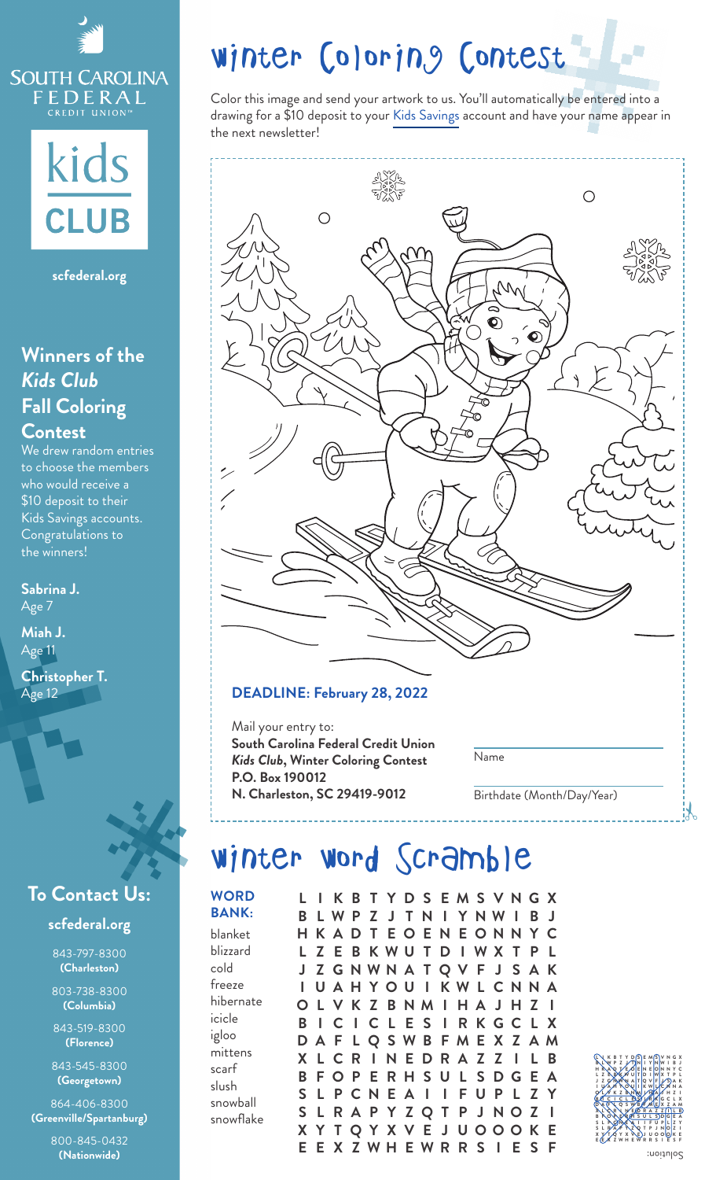SOUTH CAROLINA FEDERAL CREDIT UNION™

kids CLUB

scfederal.org

## Winners of the *Kids Club* Fall Coloring Contest

We drew random entries to choose the members who would receive a $10 deposit to their Kids Savings accounts. Congratulations to the winners!

**Sabrina J.**
Age 7

**Miah J.**
Age 11

**Christopher T.**
Age 12

## To Contact Us:

**scfederal.org**

843-797-8300
**(Charleston)**

803-738-8300
**(Columbia)**

843-519-8300
**(Florence)**

843-545-8300
**(Georgetown)**

864-406-8300
**(Greenville/Spartanburg)**

800-845-0432
**(Nationwide)**

# Winter Coloring Contest

Color this image and send your artwork to us. You'll automatically be entered into a drawing for a $10 deposit to your Kids Savings account and have your name appear in the next newsletter!

**DEADLINE: February 28, 2022**

Mail your entry to:
**South Carolina Federal Credit Union**
***Kids Club*, Winter Coloring Contest**
**P.O. Box 190012**
**N. Charleston, SC 29419-9012**

Name

Birthdate (Month/Day/Year)

# Winter Word Scramble

**WORD BANK:**

- blanket
- blizzard
- cold
- freeze
- hibernate
- icicle
- igloo
- mittens
- scarf
- slush
- snowball
- snowflake

```
L I K B T Y D S E M S V N G X
B L W P Z J T N I Y N W I B J
H K A D T E O E N E O N N Y C
L Z E B K W U T D I W X T P L
J Z G N W N A T Q V F J S A K
I U A H Y O U I K W L C N N A
O L V K Z B N M I H A J H Z I
B I C I C L E S I R K G C L X
D A F L Q S W B F M E X Z A M
X L C R I N E D R A Z Z I L B
B F O P E R H S U L S D G E A
S L P C N E A I I F U P L Z Y
S L R A P Y Z Q T P J N O Z I
X Y T Q Y X V E J U O O O K E
E E X Z W H E W R R S I E S F
```

Solution: